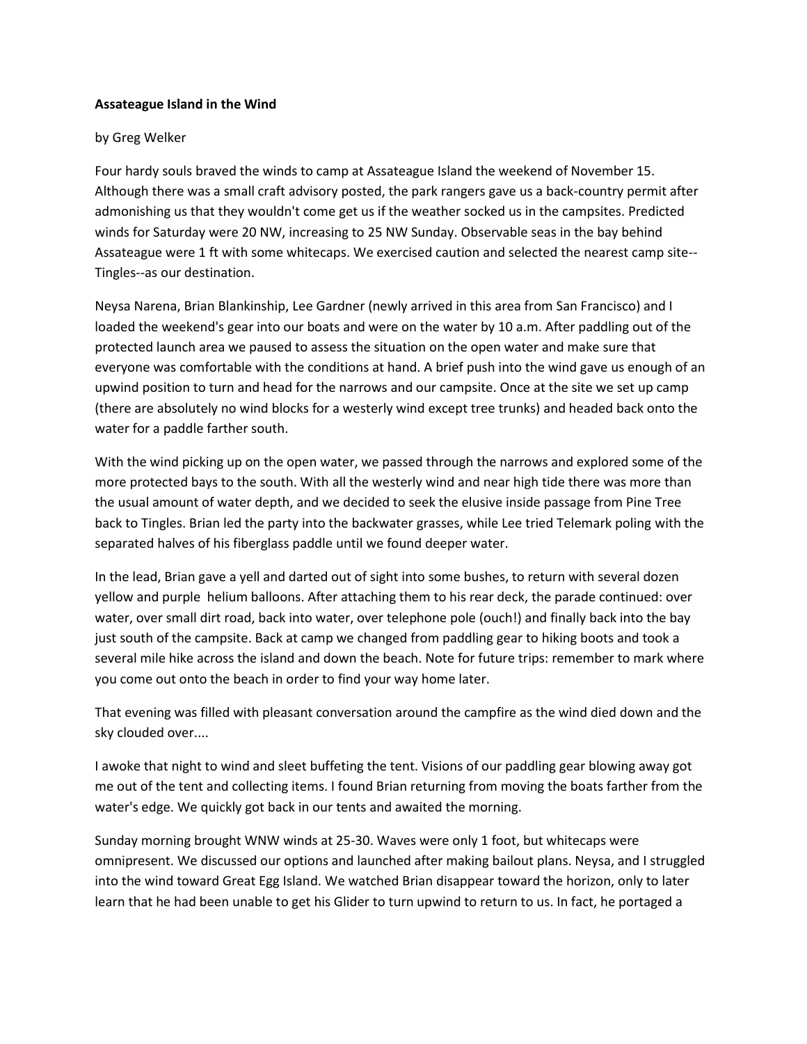**Assateague Island in the Wind**

by Greg Welker

Four hardy souls braved the winds to camp at Assateague Island the weekend of November 15. Although there was a small craft advisory posted, the park rangers gave us a back-country permit after admonishing us that they wouldn't come get us if the weather socked us in the campsites. Predicted winds for Saturday were 20 NW, increasing to 25 NW Sunday. Observable seas in the bay behind Assateague were 1 ft with some whitecaps. We exercised caution and selected the nearest camp site--Tingles--as our destination.

Neysa Narena, Brian Blankinship, Lee Gardner (newly arrived in this area from San Francisco) and I loaded the weekend's gear into our boats and were on the water by 10 a.m. After paddling out of the protected launch area we paused to assess the situation on the open water and make sure that everyone was comfortable with the conditions at hand. A brief push into the wind gave us enough of an upwind position to turn and head for the narrows and our campsite. Once at the site we set up camp (there are absolutely no wind blocks for a westerly wind except tree trunks) and headed back onto the water for a paddle farther south.

With the wind picking up on the open water, we passed through the narrows and explored some of the more protected bays to the south. With all the westerly wind and near high tide there was more than the usual amount of water depth, and we decided to seek the elusive inside passage from Pine Tree back to Tingles. Brian led the party into the backwater grasses, while Lee tried Telemark poling with the separated halves of his fiberglass paddle until we found deeper water.

In the lead, Brian gave a yell and darted out of sight into some bushes, to return with several dozen yellow and purple helium balloons. After attaching them to his rear deck, the parade continued: over water, over small dirt road, back into water, over telephone pole (ouch!) and finally back into the bay just south of the campsite. Back at camp we changed from paddling gear to hiking boots and took a several mile hike across the island and down the beach. Note for future trips: remember to mark where you come out onto the beach in order to find your way home later.

That evening was filled with pleasant conversation around the campfire as the wind died down and the sky clouded over....

I awoke that night to wind and sleet buffeting the tent. Visions of our paddling gear blowing away got me out of the tent and collecting items. I found Brian returning from moving the boats farther from the water's edge. We quickly got back in our tents and awaited the morning.

Sunday morning brought WNW winds at 25-30. Waves were only 1 foot, but whitecaps were omnipresent. We discussed our options and launched after making bailout plans. Neysa, and I struggled into the wind toward Great Egg Island. We watched Brian disappear toward the horizon, only to later learn that he had been unable to get his Glider to turn upwind to return to us. In fact, he portaged a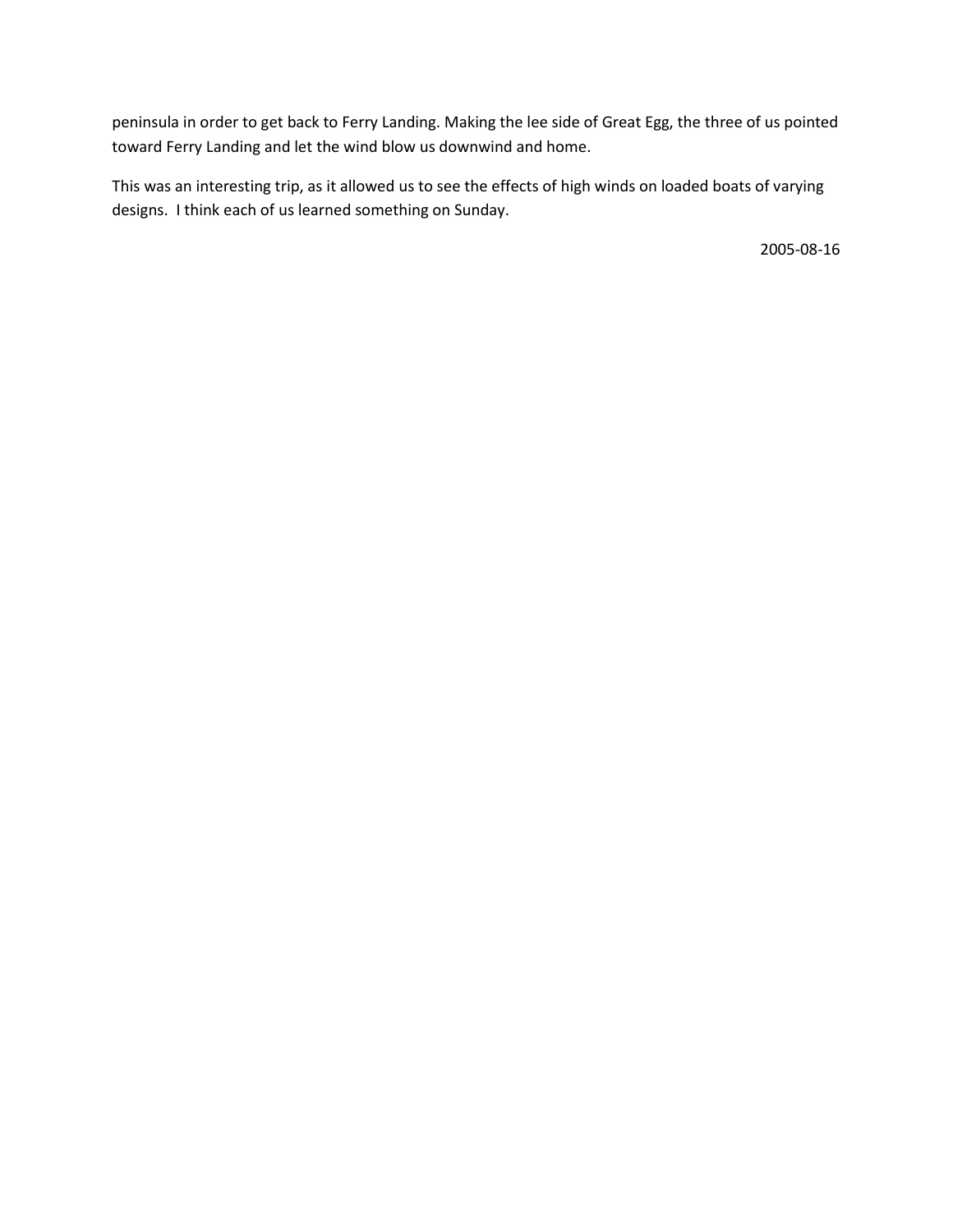peninsula in order to get back to Ferry Landing. Making the lee side of Great Egg, the three of us pointed toward Ferry Landing and let the wind blow us downwind and home.

This was an interesting trip, as it allowed us to see the effects of high winds on loaded boats of varying designs. I think each of us learned something on Sunday.

2005-08-16